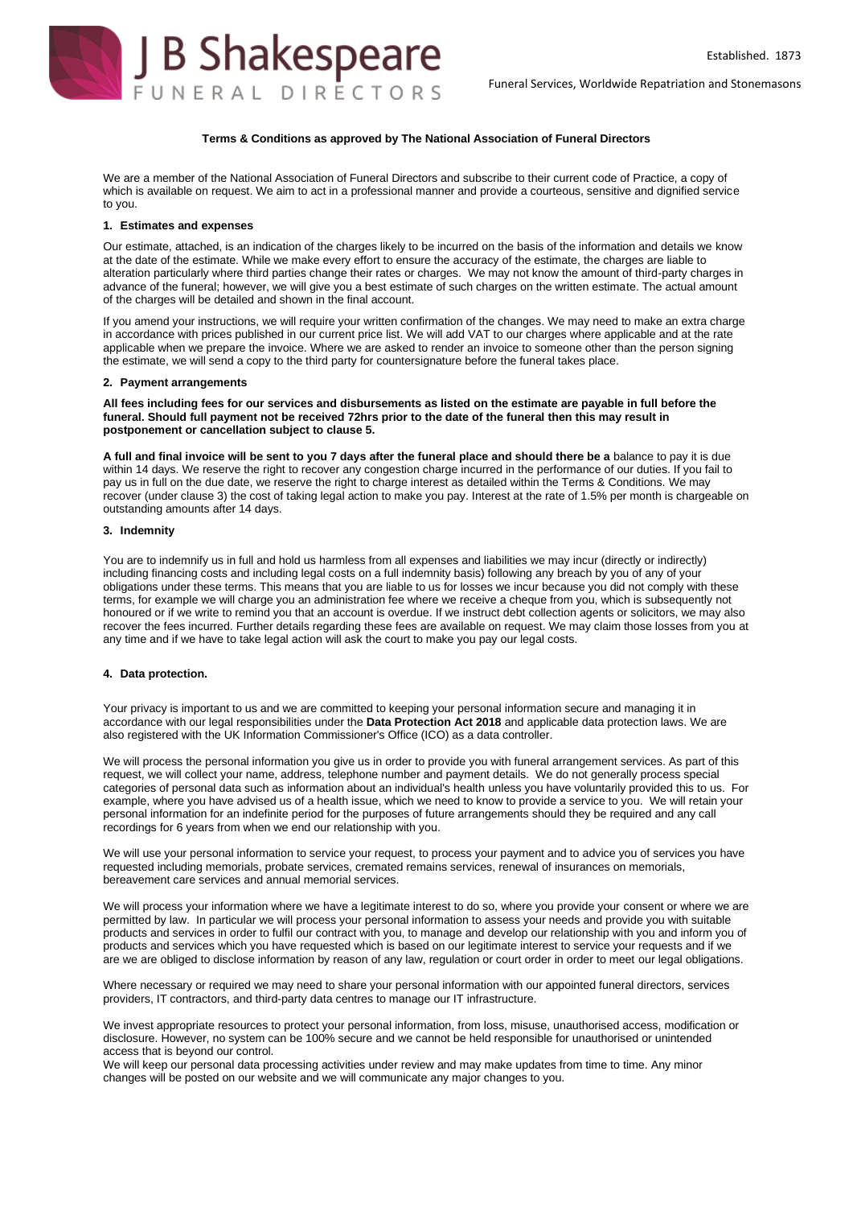# J B Shakespeare FUNERAL DIRECTORS

Established. 1873

Funeral Services, Worldwide Repatriation and Stonemasons

**Terms & Conditions as approved by The National Association of Funeral Directors**

We are a member of the National Association of Funeral Directors and subscribe to their current code of Practice, a copy of which is available on request. We aim to act in a professional manner and provide a courteous, sensitive and dignified service to you.

## 1. Estimates and expenses

Our estimate, attached, is an indication of the charges likely to be incurred on the basis of the information and details we know at the date of the estimate. While we make every effort to ensure the accuracy of the estimate, the charges are liable to alteration particularly where third parties change their rates or charges. We may not know the amount of third-party charges in advance of the funeral; however, we will give you a best estimate of such charges on the written estimate. The actual amount of the charges will be detailed and shown in the final account.

If you amend your instructions, we will require your written confirmation of the changes. We may need to make an extra charge in accordance with prices published in our current price list. We will add VAT to our charges where applicable and at the rate applicable when we prepare the invoice. Where we are asked to render an invoice to someone other than the person signing the estimate, we will send a copy to the third party for countersignature before the funeral takes place.

## 2. Payment arrangements

**All fees including fees for our services and disbursements as listed on the estimate are payable in full before the funeral. Should full payment not be received 72hrs prior to the date of the funeral then this may result in postponement or cancellation subject to clause 5.**

**A full and final invoice will be sent to you 7 days after the funeral place and should there be a** balance to pay it is due within 14 days. We reserve the right to recover any congestion charge incurred in the performance of our duties. If you fail to pay us in full on the due date, we reserve the right to charge interest as detailed within the Terms & Conditions. We may recover (under clause 3) the cost of taking legal action to make you pay. Interest at the rate of 1.5% per month is chargeable on outstanding amounts after 14 days.

## 3. Indemnity

You are to indemnify us in full and hold us harmless from all expenses and liabilities we may incur (directly or indirectly) including financing costs and including legal costs on a full indemnity basis) following any breach by you of any of your obligations under these terms. This means that you are liable to us for losses we incur because you did not comply with these terms, for example we will charge you an administration fee where we receive a cheque from you, which is subsequently not honoured or if we write to remind you that an account is overdue. If we instruct debt collection agents or solicitors, we may also recover the fees incurred. Further details regarding these fees are available on request. We may claim those losses from you at any time and if we have to take legal action will ask the court to make you pay our legal costs.

## 4. Data protection.

Your privacy is important to us and we are committed to keeping your personal information secure and managing it in accordance with our legal responsibilities under the **Data Protection Act 2018** and applicable data protection laws. We are also registered with the UK Information Commissioner's Office (ICO) as a data controller.

We will process the personal information you give us in order to provide you with funeral arrangement services. As part of this request, we will collect your name, address, telephone number and payment details. We do not generally process special categories of personal data such as information about an individual's health unless you have voluntarily provided this to us. For example, where you have advised us of a health issue, which we need to know to provide a service to you. We will retain your personal information for an indefinite period for the purposes of future arrangements should they be required and any call recordings for 6 years from when we end our relationship with you.

We will use your personal information to service your request, to process your payment and to advice you of services you have requested including memorials, probate services, cremated remains services, renewal of insurances on memorials, bereavement care services and annual memorial services.

We will process your information where we have a legitimate interest to do so, where you provide your consent or where we are permitted by law. In particular we will process your personal information to assess your needs and provide you with suitable products and services in order to fulfil our contract with you, to manage and develop our relationship with you and inform you of products and services which you have requested which is based on our legitimate interest to service your requests and if we are we are obliged to disclose information by reason of any law, regulation or court order in order to meet our legal obligations.

Where necessary or required we may need to share your personal information with our appointed funeral directors, services providers, IT contractors, and third-party data centres to manage our IT infrastructure.

We invest appropriate resources to protect your personal information, from loss, misuse, unauthorised access, modification or disclosure. However, no system can be 100% secure and we cannot be held responsible for unauthorised or unintended access that is beyond our control.
We will keep our personal data processing activities under review and may make updates from time to time. Any minor changes will be posted on our website and we will communicate any major changes to you.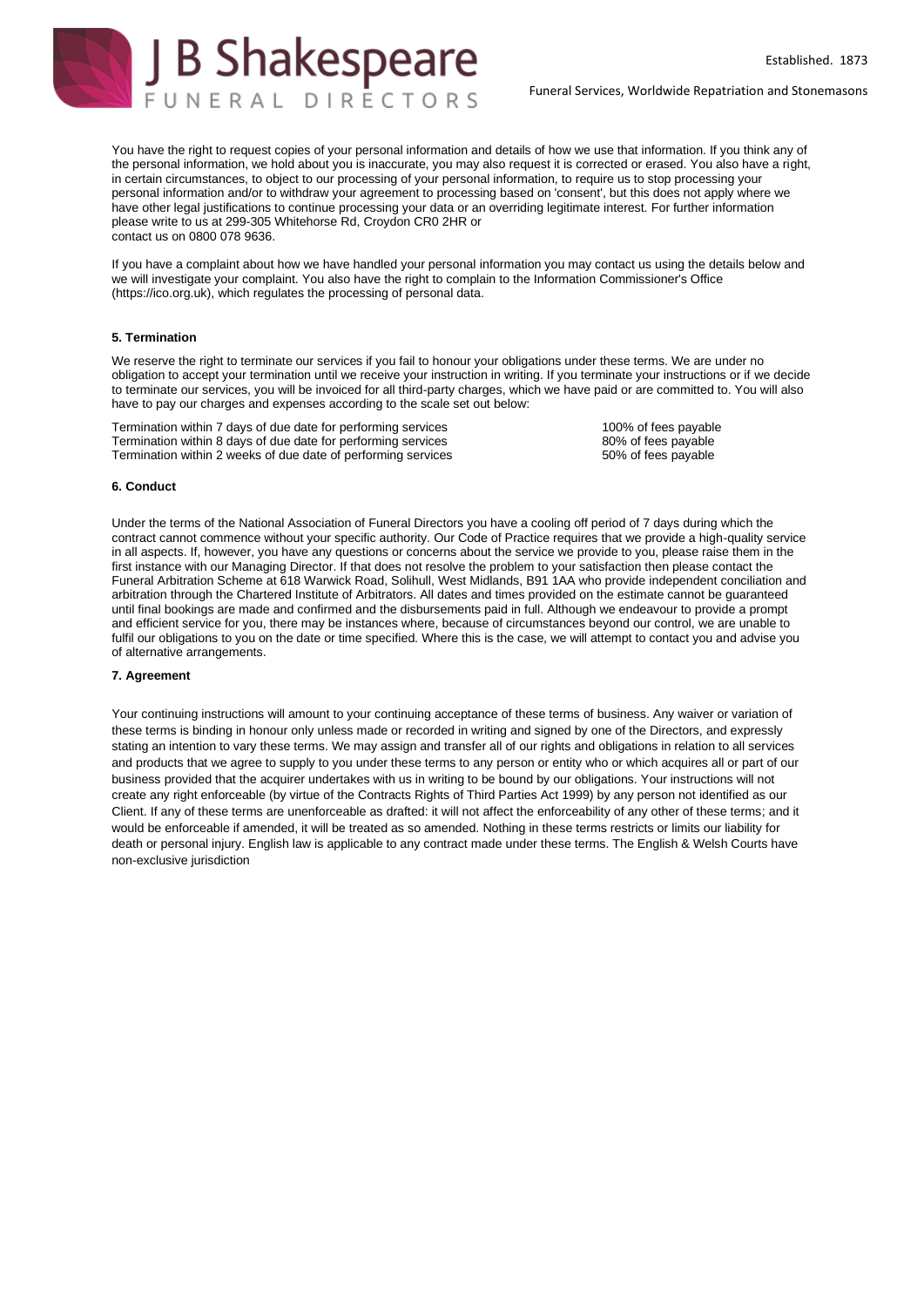You have the right to request copies of your personal information and details of how we use that information. If you think any of the personal information, we hold about you is inaccurate, you may also request it is corrected or erased. You also have a right, in certain circumstances, to object to our processing of your personal information, to require us to stop processing your personal information and/or to withdraw your agreement to processing based on 'consent', but this does not apply where we have other legal justifications to continue processing your data or an overriding legitimate interest. For further information please write to us at 299-305 Whitehorse Rd, Croydon CR0 2HR or
contact us on 0800 078 9636.

If you have a complaint about how we have handled your personal information you may contact us using the details below and we will investigate your complaint. You also have the right to complain to the Information Commissioner's Office (https://ico.org.uk), which regulates the processing of personal data.

#### 5. Termination

We reserve the right to terminate our services if you fail to honour your obligations under these terms. We are under no obligation to accept your termination until we receive your instruction in writing. If you terminate your instructions or if we decide to terminate our services, you will be invoiced for all third-party charges, which we have paid or are committed to. You will also have to pay our charges and expenses according to the scale set out below:

| | |
|---|---|
| Termination within 7 days of due date for performing services | 100% of fees payable |
| Termination within 8 days of due date for performing services | 80% of fees payable |
| Termination within 2 weeks of due date of performing services | 50% of fees payable |

#### 6. Conduct

Under the terms of the National Association of Funeral Directors you have a cooling off period of 7 days during which the contract cannot commence without your specific authority. Our Code of Practice requires that we provide a high-quality service in all aspects. If, however, you have any questions or concerns about the service we provide to you, please raise them in the first instance with our Managing Director. If that does not resolve the problem to your satisfaction then please contact the Funeral Arbitration Scheme at 618 Warwick Road, Solihull, West Midlands, B91 1AA who provide independent conciliation and arbitration through the Chartered Institute of Arbitrators. All dates and times provided on the estimate cannot be guaranteed until final bookings are made and confirmed and the disbursements paid in full. Although we endeavour to provide a prompt and efficient service for you, there may be instances where, because of circumstances beyond our control, we are unable to fulfil our obligations to you on the date or time specified. Where this is the case, we will attempt to contact you and advise you of alternative arrangements.

#### 7. Agreement

Your continuing instructions will amount to your continuing acceptance of these terms of business. Any waiver or variation of these terms is binding in honour only unless made or recorded in writing and signed by one of the Directors, and expressly stating an intention to vary these terms. We may assign and transfer all of our rights and obligations in relation to all services and products that we agree to supply to you under these terms to any person or entity who or which acquires all or part of our business provided that the acquirer undertakes with us in writing to be bound by our obligations. Your instructions will not create any right enforceable (by virtue of the Contracts Rights of Third Parties Act 1999) by any person not identified as our Client. If any of these terms are unenforceable as drafted: it will not affect the enforceability of any other of these terms; and it would be enforceable if amended, it will be treated as so amended. Nothing in these terms restricts or limits our liability for death or personal injury. English law is applicable to any contract made under these terms. The English & Welsh Courts have non-exclusive jurisdiction